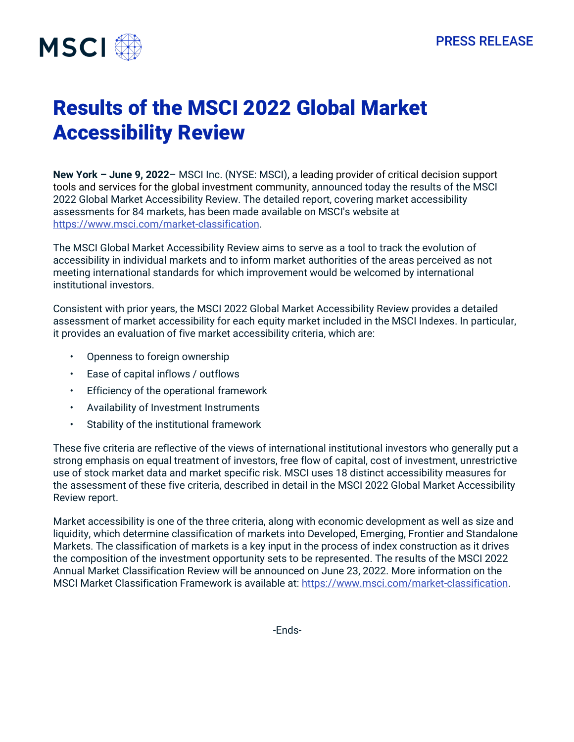PRESS RELEASE

# Results of the MSCI 2022 Global Market Accessibility Review

**New York – June 9, 2022**– MSCI Inc. (NYSE: MSCI), a leading provider of critical decision support tools and services for the global investment community, announced today the results of the MSCI 2022 Global Market Accessibility Review. The detailed report, covering market accessibility assessments for 84 markets, has been made available on MSCI's website at https://www.msci.com/market-classification.

The MSCI Global Market Accessibility Review aims to serve as a tool to track the evolution of accessibility in individual markets and to inform market authorities of the areas perceived as not meeting international standards for which improvement would be welcomed by international institutional investors.

Consistent with prior years, the MSCI 2022 Global Market Accessibility Review provides a detailed assessment of market accessibility for each equity market included in the MSCI Indexes. In particular, it provides an evaluation of five market accessibility criteria, which are:

- Openness to foreign ownership
- Ease of capital inflows / outflows
- Efficiency of the operational framework
- Availability of Investment Instruments
- Stability of the institutional framework

These five criteria are reflective of the views of international institutional investors who generally put a strong emphasis on equal treatment of investors, free flow of capital, cost of investment, unrestrictive use of stock market data and market specific risk. MSCI uses 18 distinct accessibility measures for the assessment of these five criteria, described in detail in the MSCI 2022 Global Market Accessibility Review report.

Market accessibility is one of the three criteria, along with economic development as well as size and liquidity, which determine classification of markets into Developed, Emerging, Frontier and Standalone Markets. The classification of markets is a key input in the process of index construction as it drives the composition of the investment opportunity sets to be represented. The results of the MSCI 2022 Annual Market Classification Review will be announced on June 23, 2022. More information on the MSCI Market Classification Framework is available at: https://www.msci.com/market-classification.

-Ends-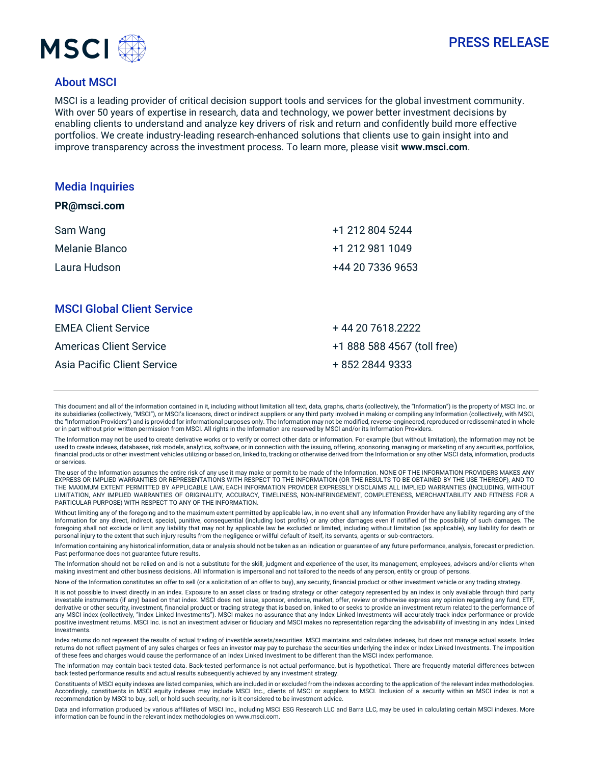## About MSCI

MSCI is a leading provider of critical decision support tools and services for the global investment community. With over 50 years of expertise in research, data and technology, we power better investment decisions by enabling clients to understand and analyze key drivers of risk and return and confidently build more effective portfolios. We create industry-leading research-enhanced solutions that clients use to gain insight into and improve transparency across the investment process. To learn more, please visit **www.msci.com**.

## Media Inquiries

**PR@msci.com**

| | |
|---|---|
| Sam Wang | +1 212 804 5244 |
| Melanie Blanco | +1 212 981 1049 |
| Laura Hudson | +44 20 7336 9653 |

## MSCI Global Client Service

| | |
|---|---|
| EMEA Client Service | + 44 20 7618.2222 |
| Americas Client Service | +1 888 588 4567 (toll free) |
| Asia Pacific Client Service | + 852 2844 9333 |

---

This document and all of the information contained in it, including without limitation all text, data, graphs, charts (collectively, the "Information") is the property of MSCI Inc. or its subsidiaries (collectively, "MSCI"), or MSCI's licensors, direct or indirect suppliers or any third party involved in making or compiling any Information (collectively, with MSCI, the "Information Providers") and is provided for informational purposes only. The Information may not be modified, reverse-engineered, reproduced or redisseminated in whole or in part without prior written permission from MSCI. All rights in the Information are reserved by MSCI and/or its Information Providers.

The Information may not be used to create derivative works or to verify or correct other data or information. For example (but without limitation), the Information may not be used to create indexes, databases, risk models, analytics, software, or in connection with the issuing, offering, sponsoring, managing or marketing of any securities, portfolios, financial products or other investment vehicles utilizing or based on, linked to, tracking or otherwise derived from the Information or any other MSCI data, information, products or services.

The user of the Information assumes the entire risk of any use it may make or permit to be made of the Information. NONE OF THE INFORMATION PROVIDERS MAKES ANY EXPRESS OR IMPLIED WARRANTIES OR REPRESENTATIONS WITH RESPECT TO THE INFORMATION (OR THE RESULTS TO BE OBTAINED BY THE USE THEREOF), AND TO THE MAXIMUM EXTENT PERMITTED BY APPLICABLE LAW, EACH INFORMATION PROVIDER EXPRESSLY DISCLAIMS ALL IMPLIED WARRANTIES (INCLUDING, WITHOUT LIMITATION, ANY IMPLIED WARRANTIES OF ORIGINALITY, ACCURACY, TIMELINESS, NON-INFRINGEMENT, COMPLETENESS, MERCHANTABILITY AND FITNESS FOR A PARTICULAR PURPOSE) WITH RESPECT TO ANY OF THE INFORMATION.

Without limiting any of the foregoing and to the maximum extent permitted by applicable law, in no event shall any Information Provider have any liability regarding any of the Information for any direct, indirect, special, punitive, consequential (including lost profits) or any other damages even if notified of the possibility of such damages. The foregoing shall not exclude or limit any liability that may not by applicable law be excluded or limited, including without limitation (as applicable), any liability for death or personal injury to the extent that such injury results from the negligence or willful default of itself, its servants, agents or sub-contractors.

Information containing any historical information, data or analysis should not be taken as an indication or guarantee of any future performance, analysis, forecast or prediction. Past performance does not guarantee future results.

The Information should not be relied on and is not a substitute for the skill, judgment and experience of the user, its management, employees, advisors and/or clients when making investment and other business decisions. All Information is impersonal and not tailored to the needs of any person, entity or group of persons.

None of the Information constitutes an offer to sell (or a solicitation of an offer to buy), any security, financial product or other investment vehicle or any trading strategy.

It is not possible to invest directly in an index. Exposure to an asset class or trading strategy or other category represented by an index is only available through third party investable instruments (if any) based on that index. MSCI does not issue, sponsor, endorse, market, offer, review or otherwise express any opinion regarding any fund, ETF, derivative or other security, investment, financial product or trading strategy that is based on, linked to or seeks to provide an investment return related to the performance of any MSCI index (collectively, "Index Linked Investments"). MSCI makes no assurance that any Index Linked Investments will accurately track index performance or provide positive investment returns. MSCI Inc. is not an investment adviser or fiduciary and MSCI makes no representation regarding the advisability of investing in any Index Linked Investments.

Index returns do not represent the results of actual trading of investible assets/securities. MSCI maintains and calculates indexes, but does not manage actual assets. Index returns do not reflect payment of any sales charges or fees an investor may pay to purchase the securities underlying the index or Index Linked Investments. The imposition of these fees and charges would cause the performance of an Index Linked Investment to be different than the MSCI index performance.

The Information may contain back tested data. Back-tested performance is not actual performance, but is hypothetical. There are frequently material differences between back tested performance results and actual results subsequently achieved by any investment strategy.

Constituents of MSCI equity indexes are listed companies, which are included in or excluded from the indexes according to the application of the relevant index methodologies. Accordingly, constituents in MSCI equity indexes may include MSCI Inc., clients of MSCI or suppliers to MSCI. Inclusion of a security within an MSCI index is not a recommendation by MSCI to buy, sell, or hold such security, nor is it considered to be investment advice.

Data and information produced by various affiliates of MSCI Inc., including MSCI ESG Research LLC and Barra LLC, may be used in calculating certain MSCI indexes. More information can be found in the relevant index methodologies on www.msci.com.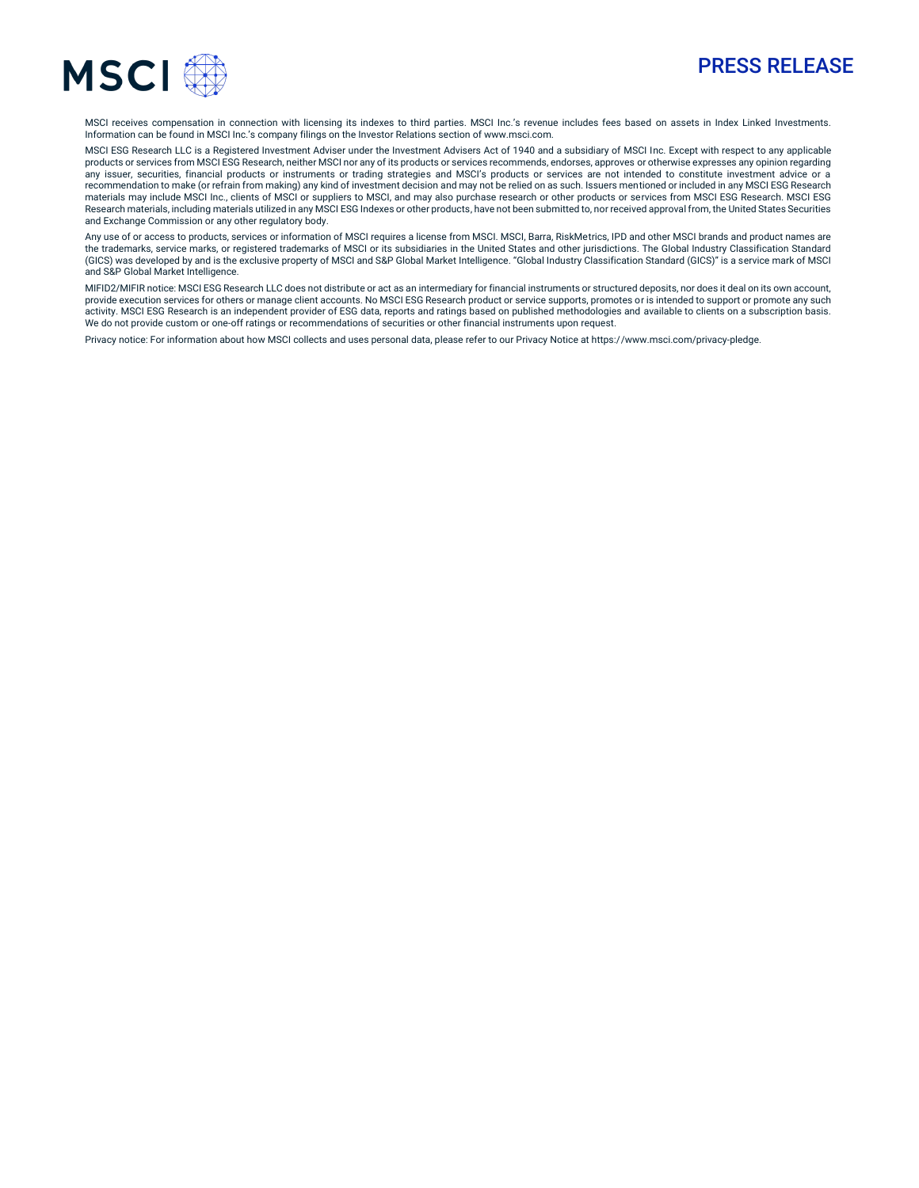MSCI receives compensation in connection with licensing its indexes to third parties. MSCI Inc.'s revenue includes fees based on assets in Index Linked Investments. Information can be found in MSCI Inc.'s company filings on the Investor Relations section of www.msci.com.

MSCI ESG Research LLC is a Registered Investment Adviser under the Investment Advisers Act of 1940 and a subsidiary of MSCI Inc. Except with respect to any applicable products or services from MSCI ESG Research, neither MSCI nor any of its products or services recommends, endorses, approves or otherwise expresses any opinion regarding any issuer, securities, financial products or instruments or trading strategies and MSCI's products or services are not intended to constitute investment advice or a recommendation to make (or refrain from making) any kind of investment decision and may not be relied on as such. Issuers mentioned or included in any MSCI ESG Research materials may include MSCI Inc., clients of MSCI or suppliers to MSCI, and may also purchase research or other products or services from MSCI ESG Research. MSCI ESG Research materials, including materials utilized in any MSCI ESG Indexes or other products, have not been submitted to, nor received approval from, the United States Securities and Exchange Commission or any other regulatory body.

Any use of or access to products, services or information of MSCI requires a license from MSCI. MSCI, Barra, RiskMetrics, IPD and other MSCI brands and product names are the trademarks, service marks, or registered trademarks of MSCI or its subsidiaries in the United States and other jurisdictions. The Global Industry Classification Standard (GICS) was developed by and is the exclusive property of MSCI and S&P Global Market Intelligence. "Global Industry Classification Standard (GICS)" is a service mark of MSCI and S&P Global Market Intelligence.

MIFID2/MIFIR notice: MSCI ESG Research LLC does not distribute or act as an intermediary for financial instruments or structured deposits, nor does it deal on its own account, provide execution services for others or manage client accounts. No MSCI ESG Research product or service supports, promotes or is intended to support or promote any such activity. MSCI ESG Research is an independent provider of ESG data, reports and ratings based on published methodologies and available to clients on a subscription basis. We do not provide custom or one-off ratings or recommendations of securities or other financial instruments upon request.

Privacy notice: For information about how MSCI collects and uses personal data, please refer to our Privacy Notice at https://www.msci.com/privacy-pledge.